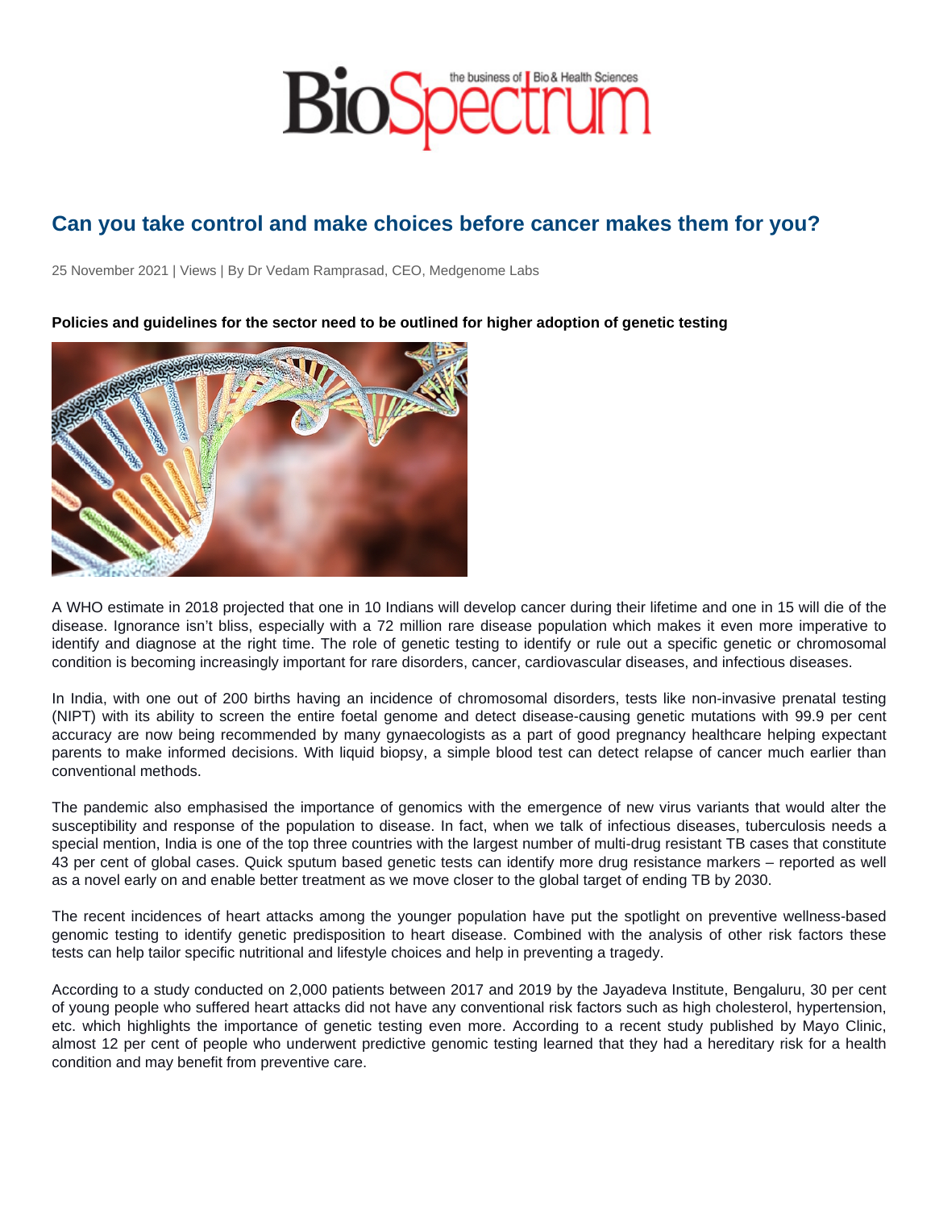# Can you take control and make choices before cancer makes them for you?

25 November 2021 | Views | By Dr Vedam Ramprasad, CEO, Medgenome Labs

**Policies and guidelines for the sector need to be outlined for higher adoption of genetic testing**

A WHO estimate in 2018 projected that one in 10 Indians will develop cancer during their lifetime and one in 15 will die of the disease. Ignorance isn't bliss, especially with a 72 million rare disease population which makes it even more imperative to identify and diagnose at the right time. The role of genetic testing to identify or rule out a specific genetic or chromosomal condition is becoming increasingly important for rare disorders, cancer, cardiovascular diseases, and infectious diseases.

In India, with one out of 200 births having an incidence of chromosomal disorders, tests like non-invasive prenatal testing (NIPT) with its ability to screen the entire foetal genome and detect disease-causing genetic mutations with 99.9 per cent accuracy are now being recommended by many gynaecologists as a part of good pregnancy healthcare helping expectant parents to make informed decisions. With liquid biopsy, a simple blood test can detect relapse of cancer much earlier than conventional methods.

The pandemic also emphasised the importance of genomics with the emergence of new virus variants that would alter the susceptibility and response of the population to disease. In fact, when we talk of infectious diseases, tuberculosis needs a special mention, India is one of the top three countries with the largest number of multi-drug resistant TB cases that constitute 43 per cent of global cases. Quick sputum based genetic tests can identify more drug resistance markers – reported as well as a novel early on and enable better treatment as we move closer to the global target of ending TB by 2030.

The recent incidences of heart attacks among the younger population have put the spotlight on preventive wellness-based genomic testing to identify genetic predisposition to heart disease. Combined with the analysis of other risk factors these tests can help tailor specific nutritional and lifestyle choices and help in preventing a tragedy.

According to a study conducted on 2,000 patients between 2017 and 2019 by the Jayadeva Institute, Bengaluru, 30 per cent of young people who suffered heart attacks did not have any conventional risk factors such as high cholesterol, hypertension, etc. which highlights the importance of genetic testing even more. According to a recent study published by Mayo Clinic, almost 12 per cent of people who underwent predictive genomic testing learned that they had a hereditary risk for a health condition and may benefit from preventive care.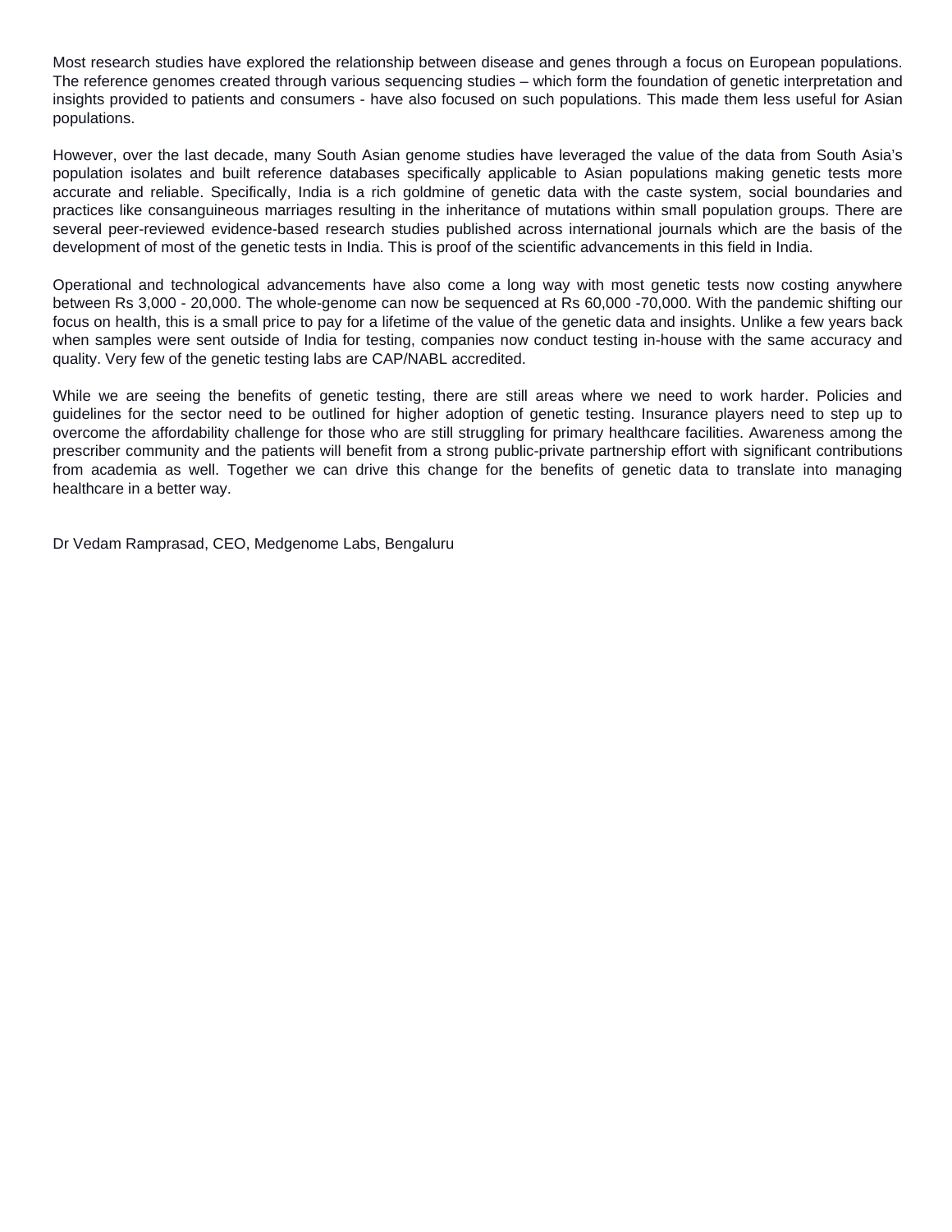Most research studies have explored the relationship between disease and genes through a focus on European populations. The reference genomes created through various sequencing studies – which form the foundation of genetic interpretation and insights provided to patients and consumers - have also focused on such populations. This made them less useful for Asian populations.

However, over the last decade, many South Asian genome studies have leveraged the value of the data from South Asia's population isolates and built reference databases specifically applicable to Asian populations making genetic tests more accurate and reliable. Specifically, India is a rich goldmine of genetic data with the caste system, social boundaries and practices like consanguineous marriages resulting in the inheritance of mutations within small population groups. There are several peer-reviewed evidence-based research studies published across international journals which are the basis of the development of most of the genetic tests in India. This is proof of the scientific advancements in this field in India.

Operational and technological advancements have also come a long way with most genetic tests now costing anywhere between Rs 3,000 - 20,000. The whole-genome can now be sequenced at Rs 60,000 -70,000. With the pandemic shifting our focus on health, this is a small price to pay for a lifetime of the value of the genetic data and insights. Unlike a few years back when samples were sent outside of India for testing, companies now conduct testing in-house with the same accuracy and quality. Very few of the genetic testing labs are CAP/NABL accredited.

While we are seeing the benefits of genetic testing, there are still areas where we need to work harder. Policies and guidelines for the sector need to be outlined for higher adoption of genetic testing. Insurance players need to step up to overcome the affordability challenge for those who are still struggling for primary healthcare facilities. Awareness among the prescriber community and the patients will benefit from a strong public-private partnership effort with significant contributions from academia as well. Together we can drive this change for the benefits of genetic data to translate into managing healthcare in a better way.

Dr Vedam Ramprasad, CEO, Medgenome Labs, Bengaluru